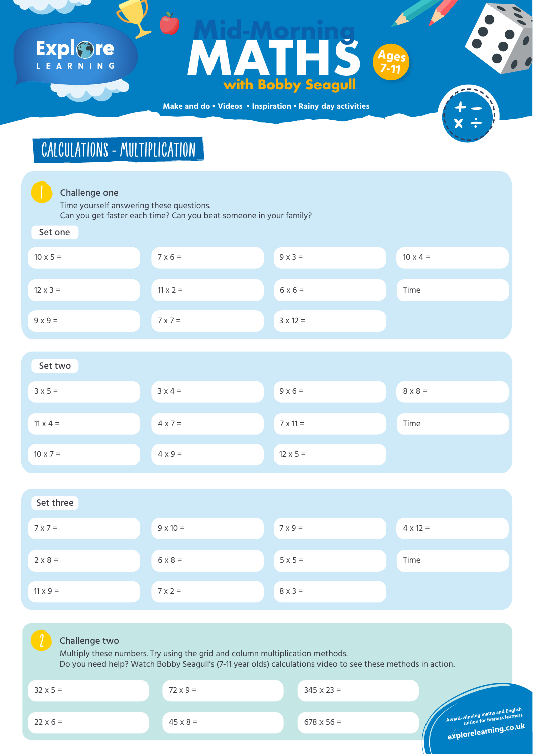# Mid-Morning MATHS with Bobby Seagull

Explore LEARNING

Ages 7-11

Make and do • Videos • Inspiration • Rainy day activities

## CALCULATIONS - MULTIPLICATION

### 1 Challenge one

Time yourself answering these questions.
Can you get faster each time? Can you beat someone in your family?

**Set one**

| | | | |
|---|---|---|---|
| 10 x 5 = | 7 x 6 = | 9 x 3 = | 10 x 4 = |
| 12 x 3 = | 11 x 2 = | 6 x 6 = | Time |
| 9 x 9 = | 7 x 7 = | 3 x 12 = | |

**Set two**

| | | | |
|---|---|---|---|
| 3 x 5 = | 3 x 4 = | 9 x 6 = | 8 x 8 = |
| 11 x 4 = | 4 x 7 = | 7 x 11 = | Time |
| 10 x 7 = | 4 x 9 = | 12 x 5 = | |

**Set three**

| | | | |
|---|---|---|---|
| 7 x 7 = | 9 x 10 = | 7 x 9 = | 4 x 12 = |
| 2 x 8 = | 6 x 8 = | 5 x 5 = | Time |
| 11 x 9 = | 7 x 2 = | 8 x 3 = | |

### 2 Challenge two

Multiply these numbers. Try using the grid and column multiplication methods.
Do you need help? Watch Bobby Seagull's (7-11 year olds) calculations video to see these methods in action.

| | | |
|---|---|---|
| 32 x 5 = | 72 x 9 = | 345 x 23 = |
| 22 x 6 = | 45 x 8 = | 678 x 56 = |

Award-winning maths and English tuition for fearless learners
explorelearning.co.uk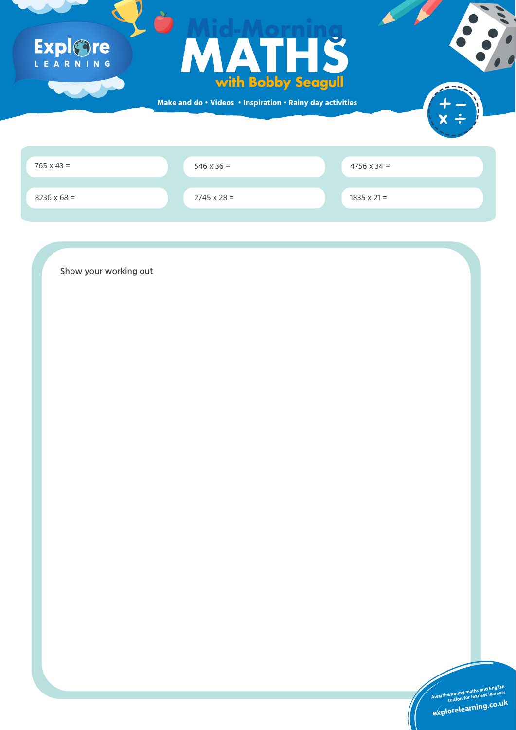# Mid-Morning MATHS with Bobby Seagull

Make and do • Videos • Inspiration • Rainy day activities

| | | |
|---|---|---|
| 765 x 43 = | 546 x 36 = | 4756 x 34 = |
| 8236 x 68 = | 2745 x 28 = | 1835 x 21 = |

Show your working out

Award-winning maths and English tuition for fearless learners

explorelearning.co.uk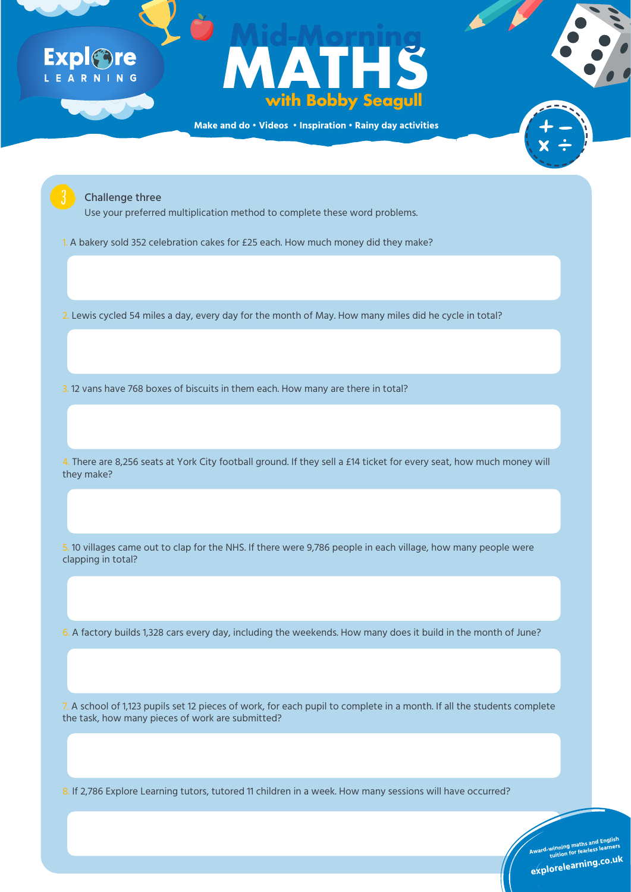# Mid-Morning MATHS with Bobby Seagull

Make and do • Videos • Inspiration • Rainy day activities

## Challenge three

Use your preferred multiplication method to complete these word problems.

1. A bakery sold 352 celebration cakes for £25 each. How much money did they make?

2. Lewis cycled 54 miles a day, every day for the month of May. How many miles did he cycle in total?

3. 12 vans have 768 boxes of biscuits in them each. How many are there in total?

4. There are 8,256 seats at York City football ground. If they sell a £14 ticket for every seat, how much money will they make?

5. 10 villages came out to clap for the NHS. If there were 9,786 people in each village, how many people were clapping in total?

6. A factory builds 1,328 cars every day, including the weekends. How many does it build in the month of June?

7. A school of 1,123 pupils set 12 pieces of work, for each pupil to complete in a month. If all the students complete the task, how many pieces of work are submitted?

8. If 2,786 Explore Learning tutors, tutored 11 children in a week. How many sessions will have occurred?

Award-winning maths and English tuition for fearless learners

explorelearning.co.uk